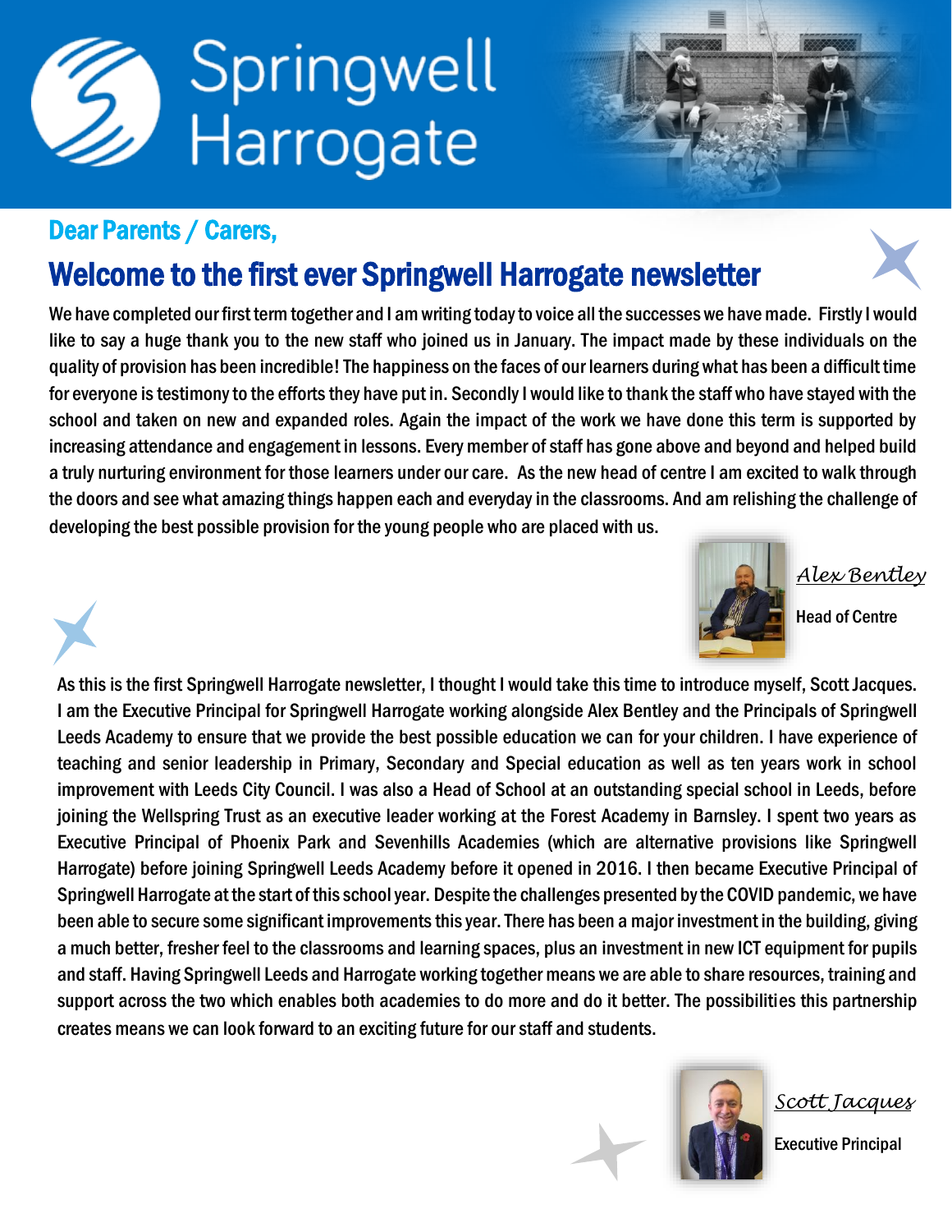# Springwell Harrogate

## Dear Parents / Carers,

## Welcome to the first ever Springwell Harrogate newsletter

We have completed our first term together and I am writing today to voice all the successes we have made. Firstly I would like to say a huge thank you to the new staff who joined us in January. The impact made by these individuals on the quality of provision has been incredible! The happiness on the faces of our learners during what has been a difficult time for everyone is testimony to the efforts they have put in. Secondly I would like to thank the staff who have stayed with the school and taken on new and expanded roles. Again the impact of the work we have done this term is supported by increasing attendance and engagement in lessons. Every member of staff has gone above and beyond and helped build a truly nurturing environment for those learners under our care. As the new head of centre I am excited to walk through the doors and see what amazing things happen each and everyday in the classrooms. And am relishing the challenge of developing the best possible provision for the young people who are placed with us.

*Alex Bentley*

**Head of Centre**

As this is the first Springwell Harrogate newsletter, I thought I would take this time to introduce myself, Scott Jacques. I am the Executive Principal for Springwell Harrogate working alongside Alex Bentley and the Principals of Springwell Leeds Academy to ensure that we provide the best possible education we can for your children. I have experience of teaching and senior leadership in Primary, Secondary and Special education as well as ten years work in school improvement with Leeds City Council. I was also a Head of School at an outstanding special school in Leeds, before joining the Wellspring Trust as an executive leader working at the Forest Academy in Barnsley. I spent two years as Executive Principal of Phoenix Park and Sevenhills Academies (which are alternative provisions like Springwell Harrogate) before joining Springwell Leeds Academy before it opened in 2016. I then became Executive Principal of Springwell Harrogate at the start of this school year. Despite the challenges presented by the COVID pandemic, we have been able to secure some significant improvements this year. There has been a major investment in the building, giving a much better, fresher feel to the classrooms and learning spaces, plus an investment in new ICT equipment for pupils and staff. Having Springwell Leeds and Harrogate working together means we are able to share resources, training and support across the two which enables both academies to do more and do it better. The possibilities this partnership creates means we can look forward to an exciting future for our staff and students.

*Scott Jacques*

**Executive Principal**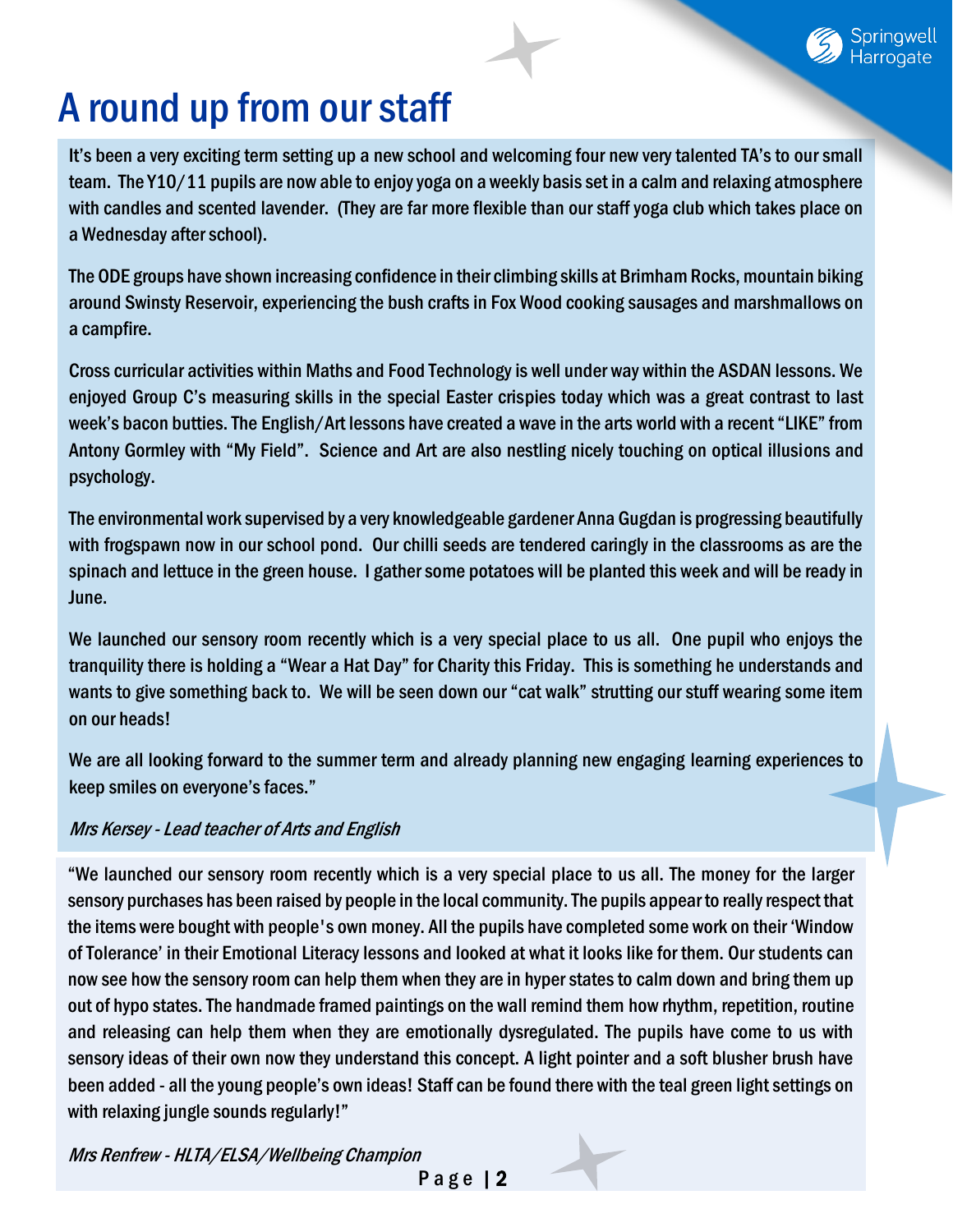# A round up from our staff

It's been a very exciting term setting up a new school and welcoming four new very talented TA's to our small team. The Y10/11 pupils are now able to enjoy yoga on a weekly basis set in a calm and relaxing atmosphere with candles and scented lavender. (They are far more flexible than our staff yoga club which takes place on a Wednesday after school).

The ODE groups have shown increasing confidence in their climbing skills at Brimham Rocks, mountain biking around Swinsty Reservoir, experiencing the bush crafts in Fox Wood cooking sausages and marshmallows on a campfire.

Cross curricular activities within Maths and Food Technology is well under way within the ASDAN lessons. We enjoyed Group C's measuring skills in the special Easter crispies today which was a great contrast to last week's bacon butties. The English/Art lessons have created a wave in the arts world with a recent "LIKE" from Antony Gormley with "My Field". Science and Art are also nestling nicely touching on optical illusions and psychology.

The environmental work supervised by a very knowledgeable gardener Anna Gugdan is progressing beautifully with frogspawn now in our school pond. Our chilli seeds are tendered caringly in the classrooms as are the spinach and lettuce in the green house. I gather some potatoes will be planted this week and will be ready in June.

We launched our sensory room recently which is a very special place to us all. One pupil who enjoys the tranquility there is holding a "Wear a Hat Day" for Charity this Friday. This is something he understands and wants to give something back to. We will be seen down our "cat walk" strutting our stuff wearing some item on our heads!

We are all looking forward to the summer term and already planning new engaging learning experiences to keep smiles on everyone's faces."

*Mrs Kersey - Lead teacher of Arts and English*

"We launched our sensory room recently which is a very special place to us all. The money for the larger sensory purchases has been raised by people in the local community. The pupils appear to really respect that the items were bought with people's own money. All the pupils have completed some work on their 'Window of Tolerance' in their Emotional Literacy lessons and looked at what it looks like for them. Our students can now see how the sensory room can help them when they are in hyper states to calm down and bring them up out of hypo states. The handmade framed paintings on the wall remind them how rhythm, repetition, routine and releasing can help them when they are emotionally dysregulated. The pupils have come to us with sensory ideas of their own now they understand this concept. A light pointer and a soft blusher brush have been added - all the young people's own ideas! Staff can be found there with the teal green light settings on with relaxing jungle sounds regularly!"

*Mrs Renfrew - HLTA/ELSA/Wellbeing Champion*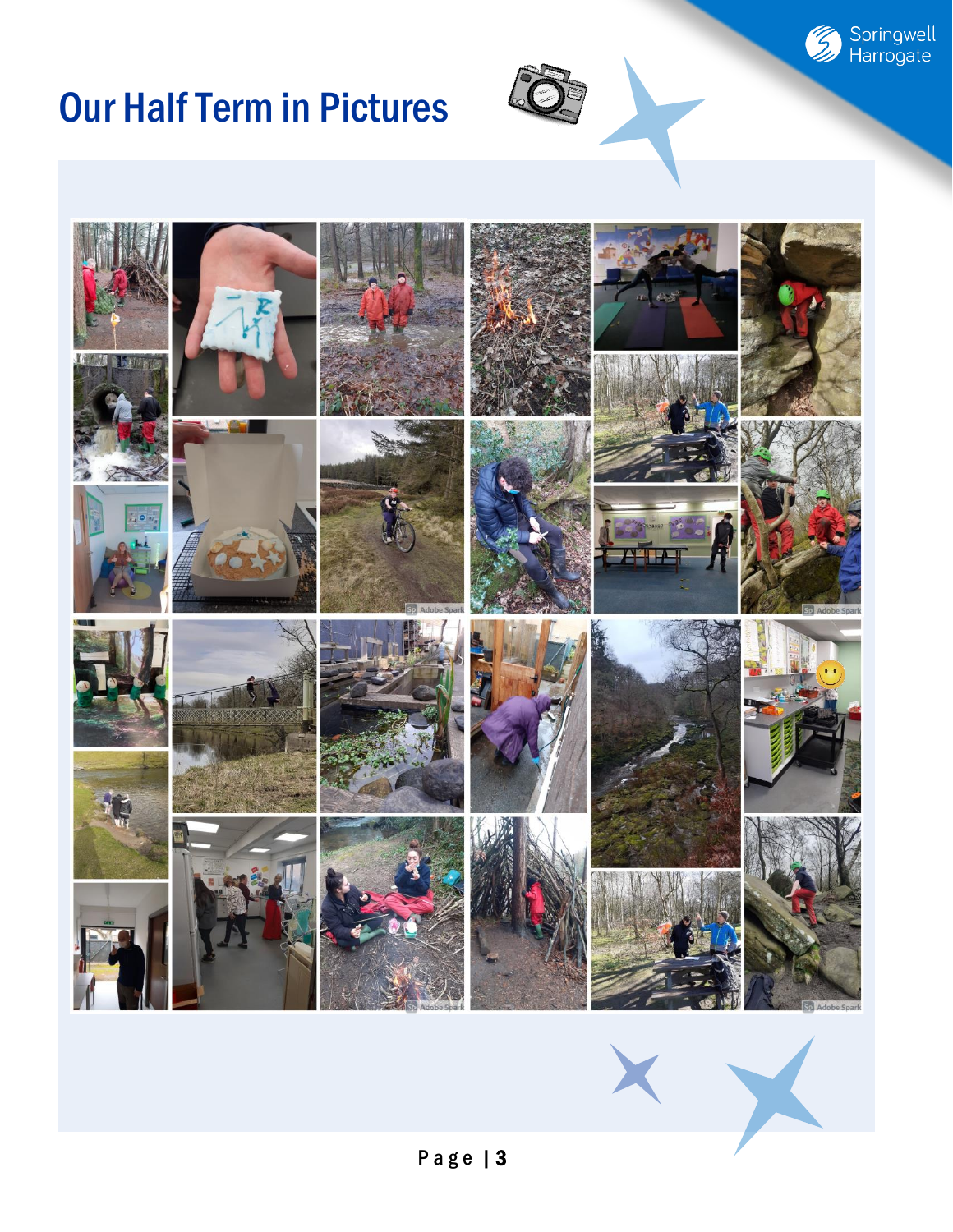# Our Half Term in Pictures